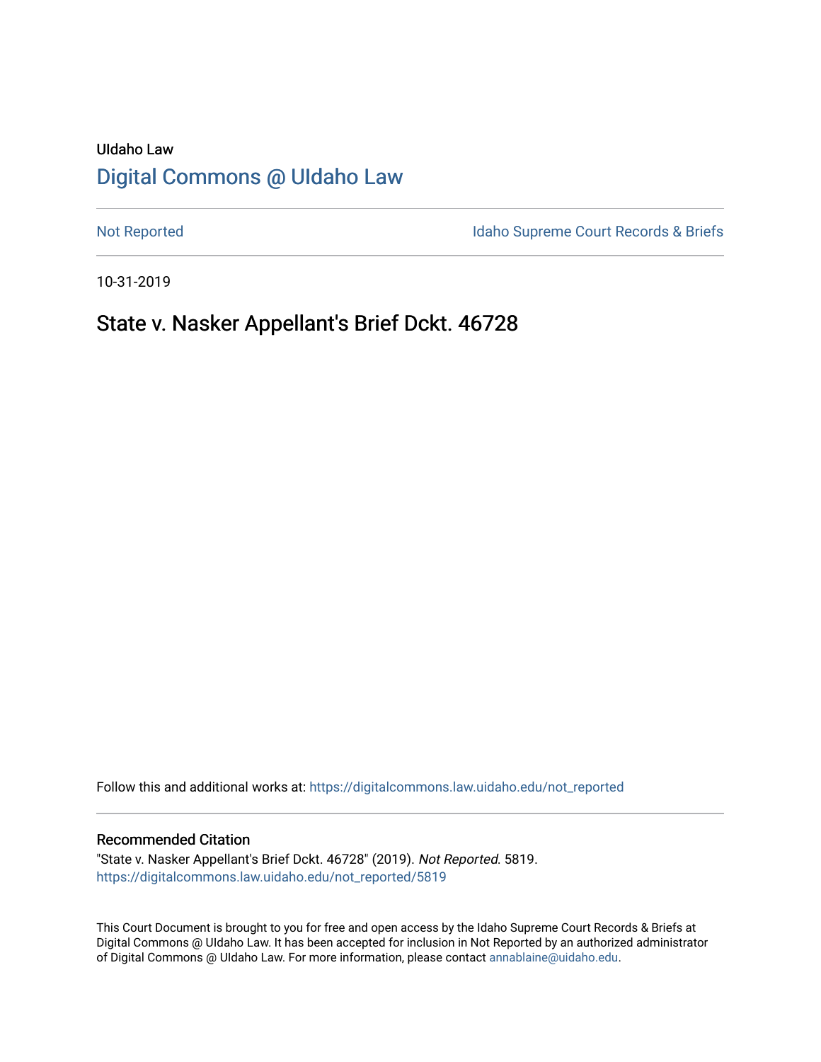UIdaho Law

# Digital Commons @ UIdaho Law

Not Reported

Idaho Supreme Court Records & Briefs

10-31-2019

## State v. Nasker Appellant's Brief Dckt. 46728

Follow this and additional works at: https://digitalcommons.law.uidaho.edu/not_reported

### Recommended Citation

"State v. Nasker Appellant's Brief Dckt. 46728" (2019). *Not Reported*. 5819.
https://digitalcommons.law.uidaho.edu/not_reported/5819

This Court Document is brought to you for free and open access by the Idaho Supreme Court Records & Briefs at Digital Commons @ UIdaho Law. It has been accepted for inclusion in Not Reported by an authorized administrator of Digital Commons @ UIdaho Law. For more information, please contact annablaine@uidaho.edu.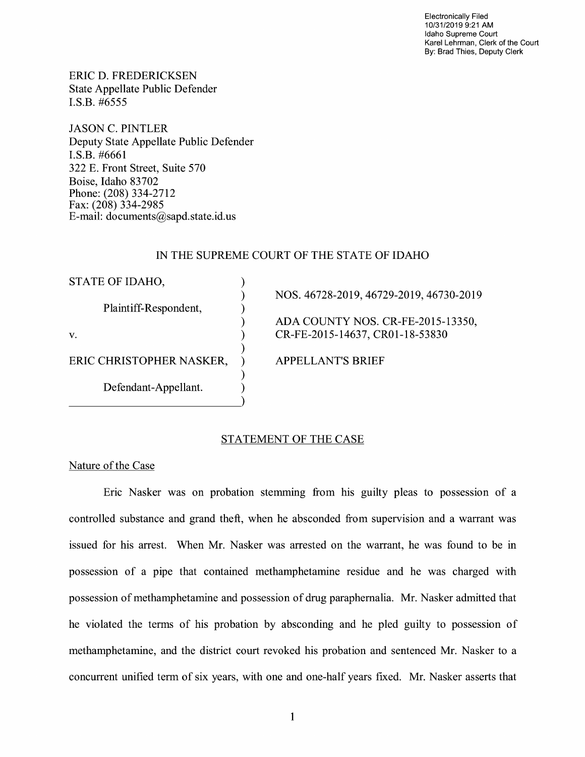Electronically Filed
10/31/2019 9:21 AM
Idaho Supreme Court
Karel Lehrman, Clerk of the Court
By: Brad Thies, Deputy Clerk

ERIC D. FREDERICKSEN
State Appellate Public Defender
I.S.B. #6555

JASON C. PINTLER
Deputy State Appellate Public Defender
I.S.B. #6661
322 E. Front Street, Suite 570
Boise, Idaho 83702
Phone: (208) 334-2712
Fax: (208) 334-2985
E-mail: documents@sapd.state.id.us

IN THE SUPREME COURT OF THE STATE OF IDAHO

| | |
|---|---|
| STATE OF IDAHO, | NOS. 46728-2019, 46729-2019, 46730-2019 |
| Plaintiff-Respondent, | |
| v. | ADA COUNTY NOS. CR-FE-2015-13350, CR-FE-2015-14637, CR01-18-53830 |
| ERIC CHRISTOPHER NASKER, | APPELLANT'S BRIEF |
| Defendant-Appellant. | |

## STATEMENT OF THE CASE

### Nature of the Case

Eric Nasker was on probation stemming from his guilty pleas to possession of a controlled substance and grand theft, when he absconded from supervision and a warrant was issued for his arrest. When Mr. Nasker was arrested on the warrant, he was found to be in possession of a pipe that contained methamphetamine residue and he was charged with possession of methamphetamine and possession of drug paraphernalia. Mr. Nasker admitted that he violated the terms of his probation by absconding and he pled guilty to possession of methamphetamine, and the district court revoked his probation and sentenced Mr. Nasker to a concurrent unified term of six years, with one and one-half years fixed. Mr. Nasker asserts that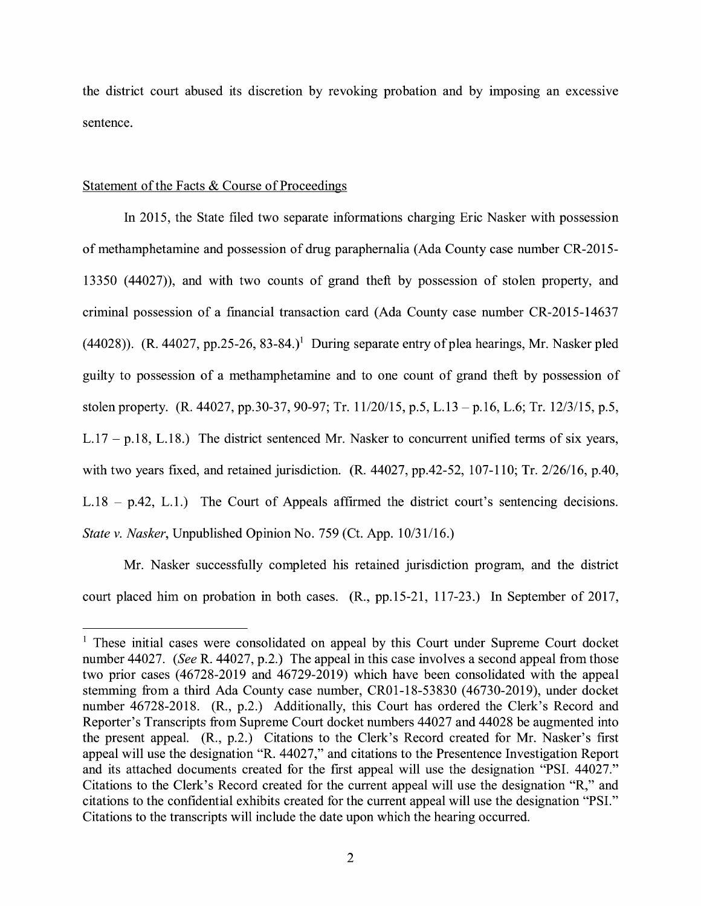the district court abused its discretion by revoking probation and by imposing an excessive sentence.

Statement of the Facts & Course of Proceedings

In 2015, the State filed two separate informations charging Eric Nasker with possession of methamphetamine and possession of drug paraphernalia (Ada County case number CR-2015-13350 (44027)), and with two counts of grand theft by possession of stolen property, and criminal possession of a financial transaction card (Ada County case number CR-2015-14637 (44028)). (R. 44027, pp.25-26, 83-84.)[1] During separate entry of plea hearings, Mr. Nasker pled guilty to possession of a methamphetamine and to one count of grand theft by possession of stolen property. (R. 44027, pp.30-37, 90-97; Tr. 11/20/15, p.5, L.13 – p.16, L.6; Tr. 12/3/15, p.5, L.17 – p.18, L.18.) The district sentenced Mr. Nasker to concurrent unified terms of six years, with two years fixed, and retained jurisdiction. (R. 44027, pp.42-52, 107-110; Tr. 2/26/16, p.40, L.18 – p.42, L.1.) The Court of Appeals affirmed the district court's sentencing decisions. *State v. Nasker*, Unpublished Opinion No. 759 (Ct. App. 10/31/16.)

Mr. Nasker successfully completed his retained jurisdiction program, and the district court placed him on probation in both cases. (R., pp.15-21, 117-23.) In September of 2017,

[1] These initial cases were consolidated on appeal by this Court under Supreme Court docket number 44027. (*See* R. 44027, p.2.) The appeal in this case involves a second appeal from those two prior cases (46728-2019 and 46729-2019) which have been consolidated with the appeal stemming from a third Ada County case number, CR01-18-53830 (46730-2019), under docket number 46728-2018. (R., p.2.) Additionally, this Court has ordered the Clerk's Record and Reporter's Transcripts from Supreme Court docket numbers 44027 and 44028 be augmented into the present appeal. (R., p.2.) Citations to the Clerk's Record created for Mr. Nasker's first appeal will use the designation "R. 44027," and citations to the Presentence Investigation Report and its attached documents created for the first appeal will use the designation "PSI. 44027." Citations to the Clerk's Record created for the current appeal will use the designation "R," and citations to the confidential exhibits created for the current appeal will use the designation "PSI." Citations to the transcripts will include the date upon which the hearing occurred.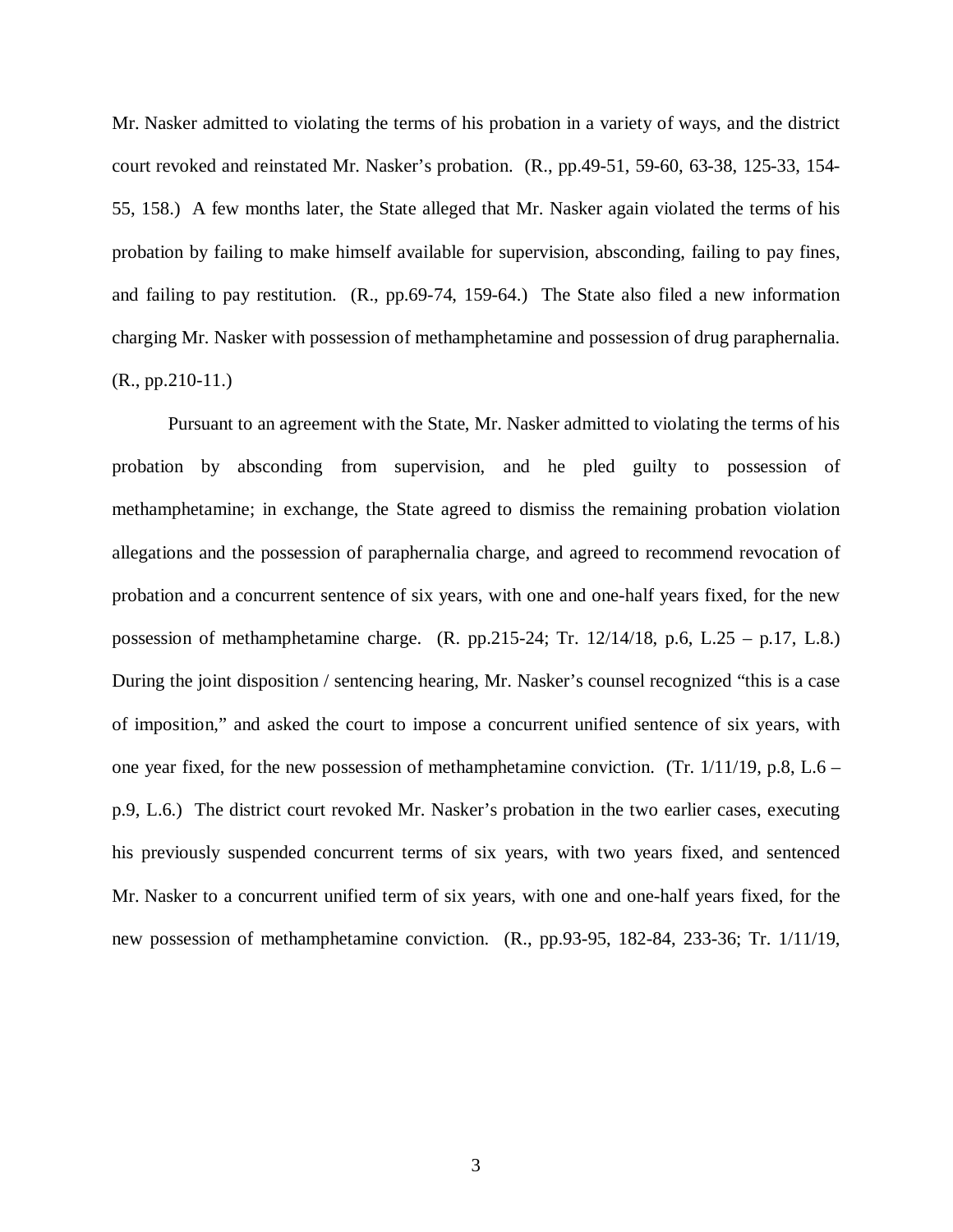Mr. Nasker admitted to violating the terms of his probation in a variety of ways, and the district court revoked and reinstated Mr. Nasker's probation. (R., pp.49-51, 59-60, 63-38, 125-33, 154-55, 158.) A few months later, the State alleged that Mr. Nasker again violated the terms of his probation by failing to make himself available for supervision, absconding, failing to pay fines, and failing to pay restitution. (R., pp.69-74, 159-64.) The State also filed a new information charging Mr. Nasker with possession of methamphetamine and possession of drug paraphernalia. (R., pp.210-11.)

Pursuant to an agreement with the State, Mr. Nasker admitted to violating the terms of his probation by absconding from supervision, and he pled guilty to possession of methamphetamine; in exchange, the State agreed to dismiss the remaining probation violation allegations and the possession of paraphernalia charge, and agreed to recommend revocation of probation and a concurrent sentence of six years, with one and one-half years fixed, for the new possession of methamphetamine charge. (R. pp.215-24; Tr. 12/14/18, p.6, L.25 – p.17, L.8.) During the joint disposition / sentencing hearing, Mr. Nasker's counsel recognized "this is a case of imposition," and asked the court to impose a concurrent unified sentence of six years, with one year fixed, for the new possession of methamphetamine conviction. (Tr. 1/11/19, p.8, L.6 – p.9, L.6.) The district court revoked Mr. Nasker's probation in the two earlier cases, executing his previously suspended concurrent terms of six years, with two years fixed, and sentenced Mr. Nasker to a concurrent unified term of six years, with one and one-half years fixed, for the new possession of methamphetamine conviction. (R., pp.93-95, 182-84, 233-36; Tr. 1/11/19,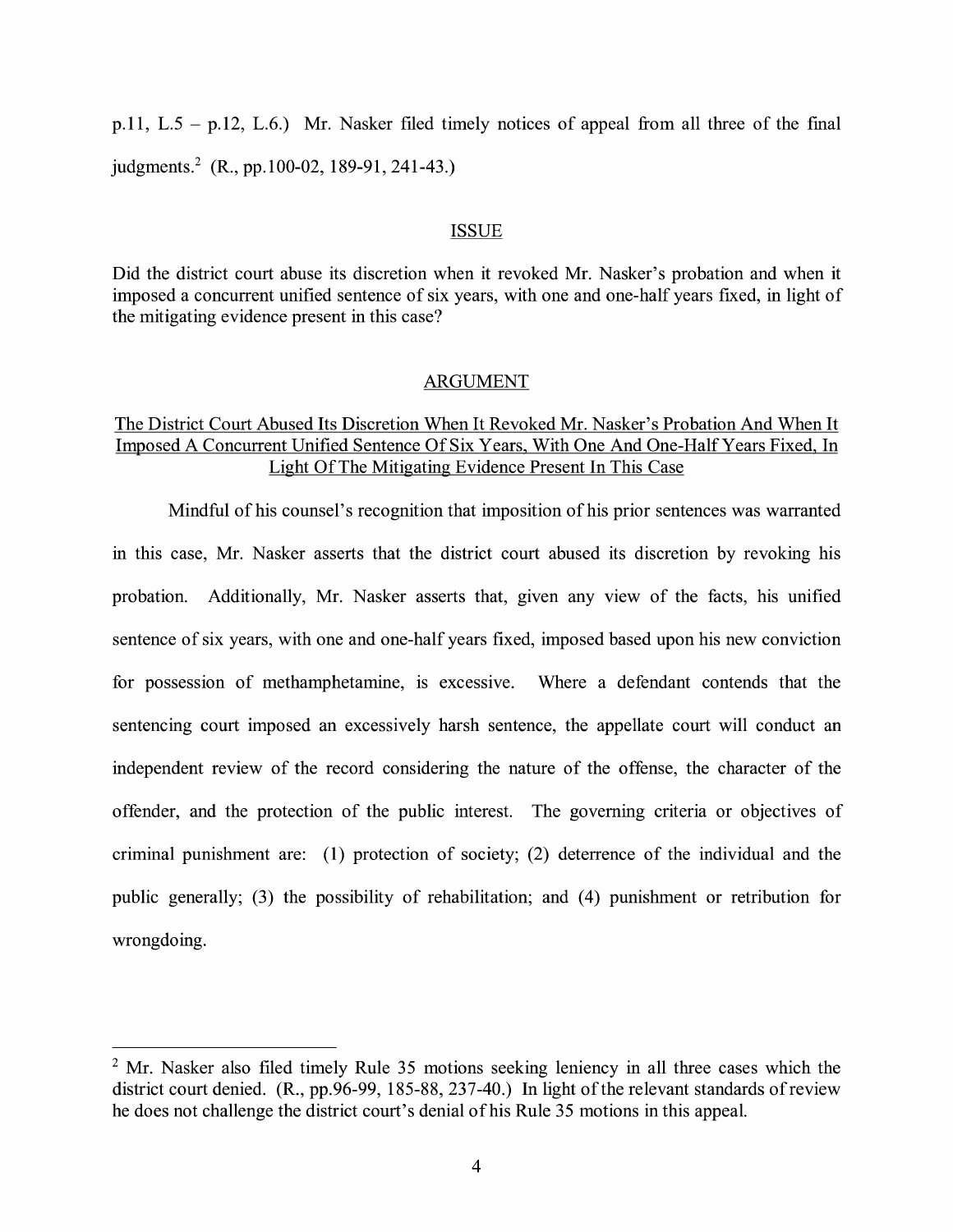p.11, L.5 – p.12, L.6.) Mr. Nasker filed timely notices of appeal from all three of the final judgments.[2] (R., pp.100-02, 189-91, 241-43.)

## ISSUE

Did the district court abuse its discretion when it revoked Mr. Nasker's probation and when it imposed a concurrent unified sentence of six years, with one and one-half years fixed, in light of the mitigating evidence present in this case?

## ARGUMENT

### The District Court Abused Its Discretion When It Revoked Mr. Nasker's Probation And When It Imposed A Concurrent Unified Sentence Of Six Years, With One And One-Half Years Fixed, In Light Of The Mitigating Evidence Present In This Case

Mindful of his counsel's recognition that imposition of his prior sentences was warranted in this case, Mr. Nasker asserts that the district court abused its discretion by revoking his probation. Additionally, Mr. Nasker asserts that, given any view of the facts, his unified sentence of six years, with one and one-half years fixed, imposed based upon his new conviction for possession of methamphetamine, is excessive. Where a defendant contends that the sentencing court imposed an excessively harsh sentence, the appellate court will conduct an independent review of the record considering the nature of the offense, the character of the offender, and the protection of the public interest. The governing criteria or objectives of criminal punishment are: (1) protection of society; (2) deterrence of the individual and the public generally; (3) the possibility of rehabilitation; and (4) punishment or retribution for wrongdoing.

---

[2] Mr. Nasker also filed timely Rule 35 motions seeking leniency in all three cases which the district court denied. (R., pp.96-99, 185-88, 237-40.) In light of the relevant standards of review he does not challenge the district court's denial of his Rule 35 motions in this appeal.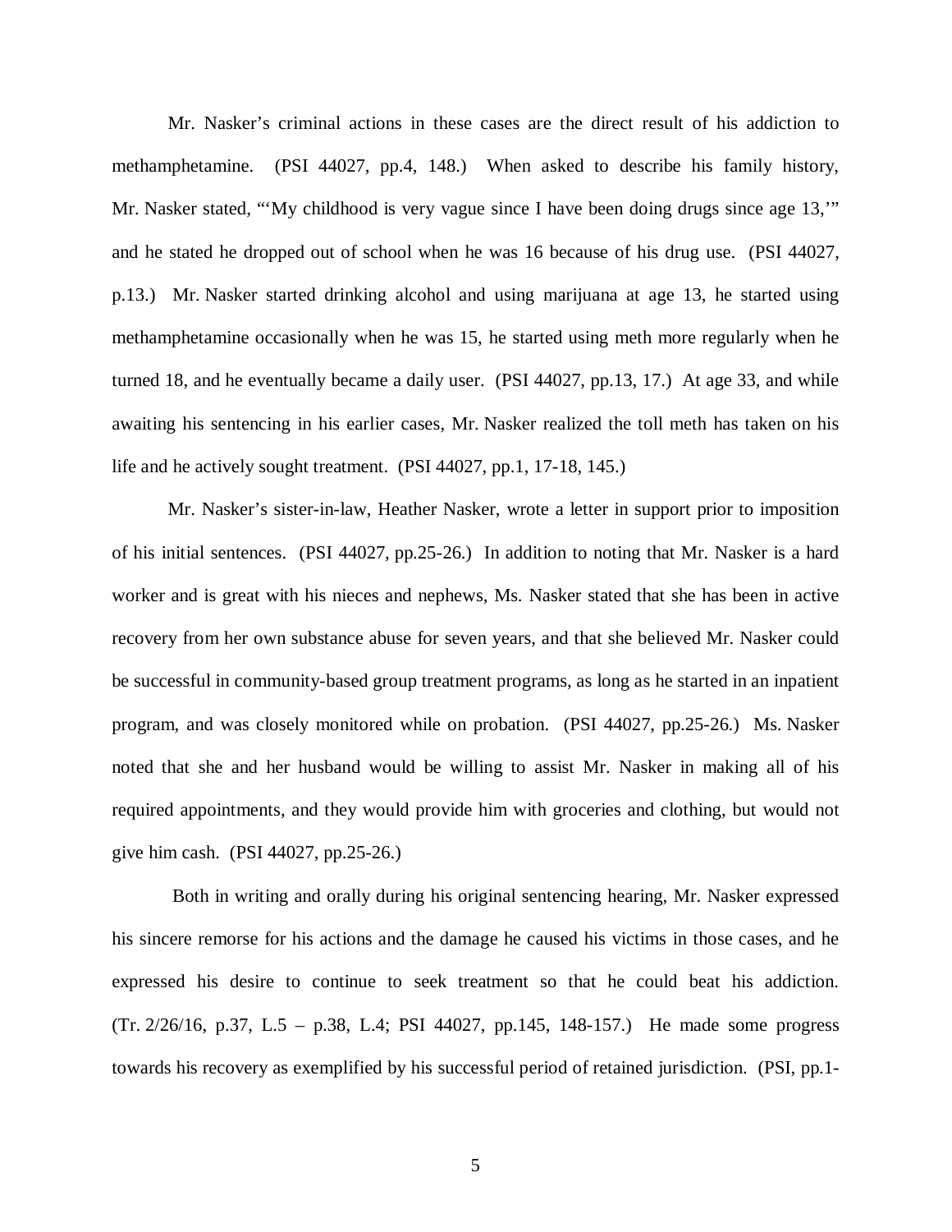Mr. Nasker's criminal actions in these cases are the direct result of his addiction to methamphetamine. (PSI 44027, pp.4, 148.) When asked to describe his family history, Mr. Nasker stated, "'My childhood is very vague since I have been doing drugs since age 13,'" and he stated he dropped out of school when he was 16 because of his drug use. (PSI 44027, p.13.) Mr. Nasker started drinking alcohol and using marijuana at age 13, he started using methamphetamine occasionally when he was 15, he started using meth more regularly when he turned 18, and he eventually became a daily user. (PSI 44027, pp.13, 17.) At age 33, and while awaiting his sentencing in his earlier cases, Mr. Nasker realized the toll meth has taken on his life and he actively sought treatment. (PSI 44027, pp.1, 17-18, 145.)

Mr. Nasker's sister-in-law, Heather Nasker, wrote a letter in support prior to imposition of his initial sentences. (PSI 44027, pp.25-26.) In addition to noting that Mr. Nasker is a hard worker and is great with his nieces and nephews, Ms. Nasker stated that she has been in active recovery from her own substance abuse for seven years, and that she believed Mr. Nasker could be successful in community-based group treatment programs, as long as he started in an inpatient program, and was closely monitored while on probation. (PSI 44027, pp.25-26.) Ms. Nasker noted that she and her husband would be willing to assist Mr. Nasker in making all of his required appointments, and they would provide him with groceries and clothing, but would not give him cash. (PSI 44027, pp.25-26.)

Both in writing and orally during his original sentencing hearing, Mr. Nasker expressed his sincere remorse for his actions and the damage he caused his victims in those cases, and he expressed his desire to continue to seek treatment so that he could beat his addiction. (Tr. 2/26/16, p.37, L.5 – p.38, L.4; PSI 44027, pp.145, 148-157.) He made some progress towards his recovery as exemplified by his successful period of retained jurisdiction. (PSI, pp.1-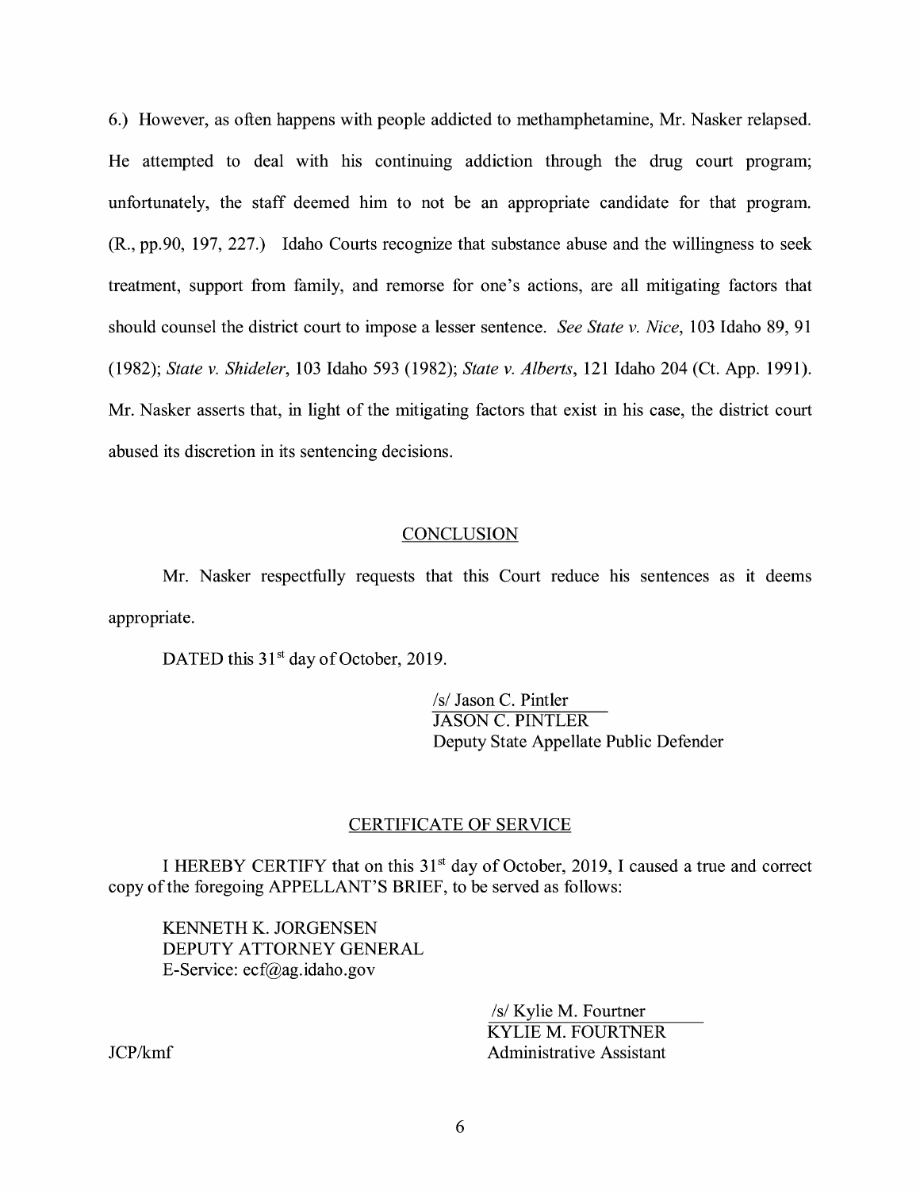6.) However, as often happens with people addicted to methamphetamine, Mr. Nasker relapsed. He attempted to deal with his continuing addiction through the drug court program; unfortunately, the staff deemed him to not be an appropriate candidate for that program. (R., pp.90, 197, 227.) Idaho Courts recognize that substance abuse and the willingness to seek treatment, support from family, and remorse for one's actions, are all mitigating factors that should counsel the district court to impose a lesser sentence. *See State v. Nice*, 103 Idaho 89, 91 (1982); *State v. Shideler*, 103 Idaho 593 (1982); *State v. Alberts*, 121 Idaho 204 (Ct. App. 1991). Mr. Nasker asserts that, in light of the mitigating factors that exist in his case, the district court abused its discretion in its sentencing decisions.

## CONCLUSION

Mr. Nasker respectfully requests that this Court reduce his sentences as it deems appropriate.

DATED this 31st day of October, 2019.

/s/ Jason C. Pintler
JASON C. PINTLER
Deputy State Appellate Public Defender

## CERTIFICATE OF SERVICE

I HEREBY CERTIFY that on this 31st day of October, 2019, I caused a true and correct copy of the foregoing APPELLANT'S BRIEF, to be served as follows:

KENNETH K. JORGENSEN
DEPUTY ATTORNEY GENERAL
E-Service: ecf@ag.idaho.gov

/s/ Kylie M. Fourtner
KYLIE M. FOURTNER
Administrative Assistant

JCP/kmf